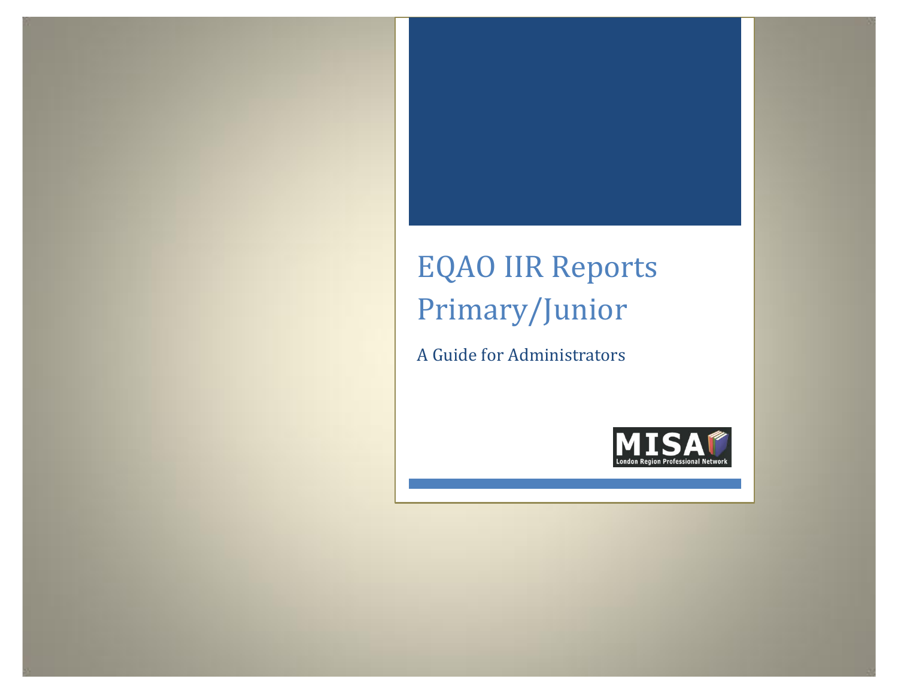# EQAO IIR Reports Primary/Junior

## A Guide for Administrators

MISA
London Region Professional Network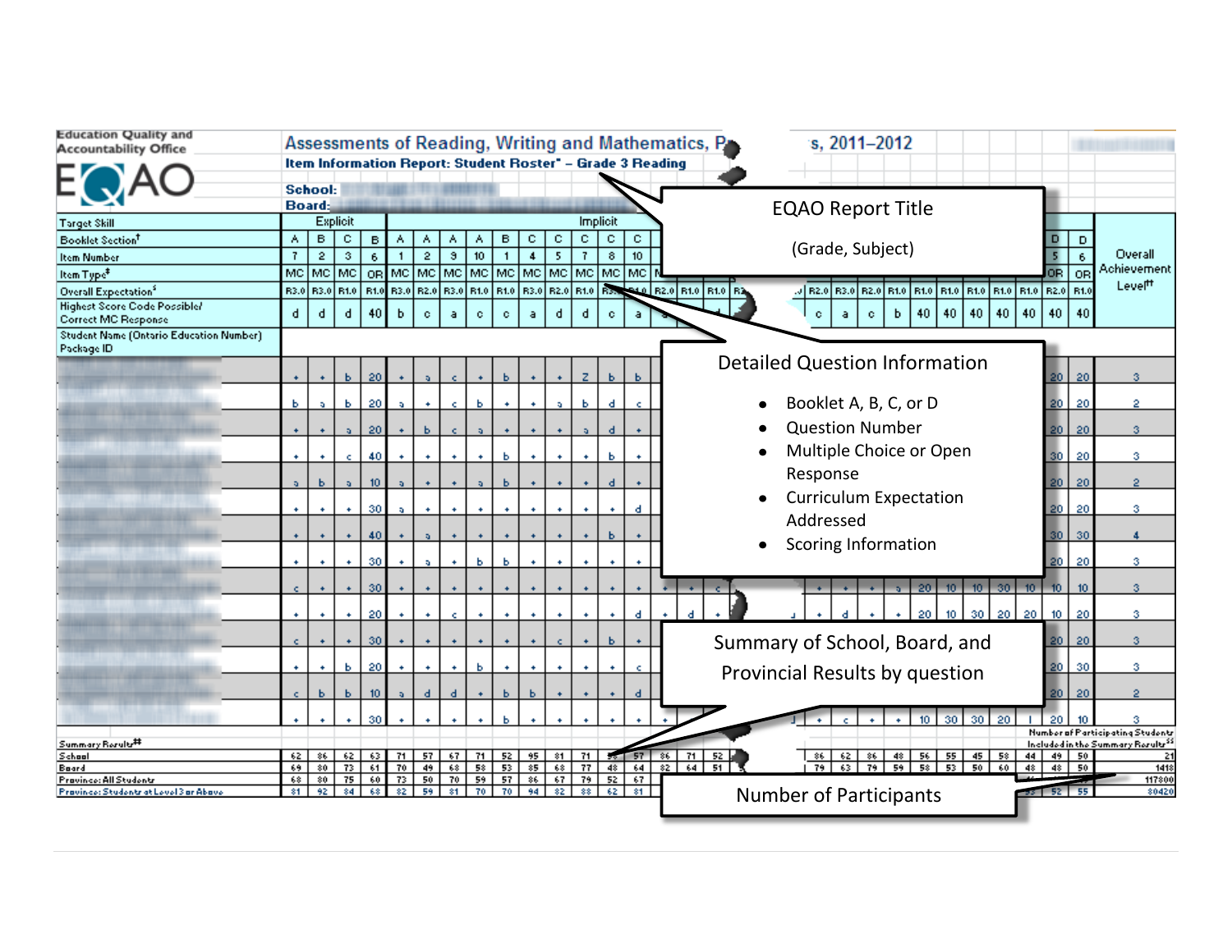Education Quality and Accountability Office

EQAO

**Assessments of Reading, Writing and Mathematics, P... s, 2011–2012**

**Item Information Report: Student Roster* – Grade 3 Reading**

**School:**

**Board:**

EQAO Report Title

(Grade, Subject)

Detailed Question Information

- Booklet A, B, C, or D
- Question Number
- Multiple Choice or Open Response
- Curriculum Expectation Addressed
- Scoring Information

Summary of School, Board, and Provincial Results by question

Number of Participants

| Target Skill | Explicit | | | | Implicit | | | | | | | | | |
|---|---|---|---|---|---|---|---|---|---|---|---|---|---|---|
| Booklet Section† | A | B | C | B | A | A | A | A | B | C | C | C | C | C |
| Item Number | 7 | 2 | 3 | 6 | 1 | 2 | 9 | 10 | 1 | 4 | 5 | 7 | 8 | 10 |
| Item Type‡ | MC | MC | MC | OR | MC | MC | MC | MC | MC | MC | MC | MC | MC | MC |
| Overall Expectation§ | R3.0 | R3.0 | R1.0 | R1.0 | R3.0 | R2.0 | R3.0 | R1.0 | R1.0 | R3.0 | R2.0 | R1.0 | | |
| Highest Score Code Possible/ Correct MC Response | d | d | d | 40 | b | c | a | c | c | a | d | d | c | a |
| Student Name (Ontario Education Number) Package ID | | | | | | | | | | | | | | |
| | + | + | b | 20 | + | a | c | + | b | + | + | Z | b | b |
| | b | a | b | 20 | a | + | c | b | + | + | a | b | d | c |
| | + | + | a | 20 | + | b | c | a | + | + | + | a | d | + |
| | + | + | c | 40 | + | + | + | + | b | + | + | + | b | + |
| | a | b | a | 10 | a | + | + | a | b | + | + | + | d | + |
| | + | + | + | 30 | a | + | + | + | + | + | + | + | + | d |
| | + | + | + | 40 | + | a | + | + | + | + | + | + | b | + |
| | + | + | + | 30 | + | a | + | b | b | + | + | + | + | + |
| | c | + | + | 30 | + | + | + | + | + | + | + | + | + | + |
| | + | + | + | 20 | + | + | c | + | + | + | + | + | + | d |
| | c | + | + | 30 | + | + | + | + | + | + | c | + | b | + |
| | + | + | b | 20 | + | + | b | + | + | + | + | + | + | c |
| | c | b | b | 10 | a | d | d | + | b | b | + | + | + | d |
| | + | + | + | 30 | + | + | + | + | b | + | + | + | + | + |
| Summary Results‡‡ | | | | | | | | | | | | | | |
| School | 62 | 86 | 62 | 63 | 71 | 57 | 67 | 71 | 52 | 95 | 81 | 71 | | 57 |
| Board | 69 | 80 | 73 | 61 | 70 | 49 | 68 | 58 | 53 | 85 | 68 | 77 | 48 | 64 |
| Province: All Students | 68 | 80 | 75 | 60 | 73 | 50 | 70 | 59 | 57 | 86 | 67 | 79 | 52 | 67 |
| Province: Students at Level 3 or Above | 81 | 92 | 84 | 68 | 82 | 59 | 81 | 70 | 70 | 94 | 82 | 88 | 62 | 81 |

| D | D | Overall Achievement Level†† |
|---|---|---|
| 5 | 6 | |
| OR | OR | |
| R2.0 | R1.0 | |
| 40 | 40 | |
| 20 | 20 | 3 |
| 20 | 20 | 2 |
| 20 | 20 | 3 |
| 30 | 20 | 3 |
| 20 | 20 | 2 |
| 20 | 20 | 3 |
| 30 | 30 | 4 |
| 20 | 20 | 3 |
| 10 | 10 | 3 |
| 10 | 20 | 3 |
| 20 | 20 | 3 |
| 20 | 30 | 3 |
| 20 | 20 | 2 |
| 20 | 10 | 3 |

Number of Participating Students Included in the Summary Results§§

| | |
|---|---|
| School | 21 |
| Board | 1418 |
| Province: All Students | 117800 |
| Province: Students at Level 3 or Above | 80420 |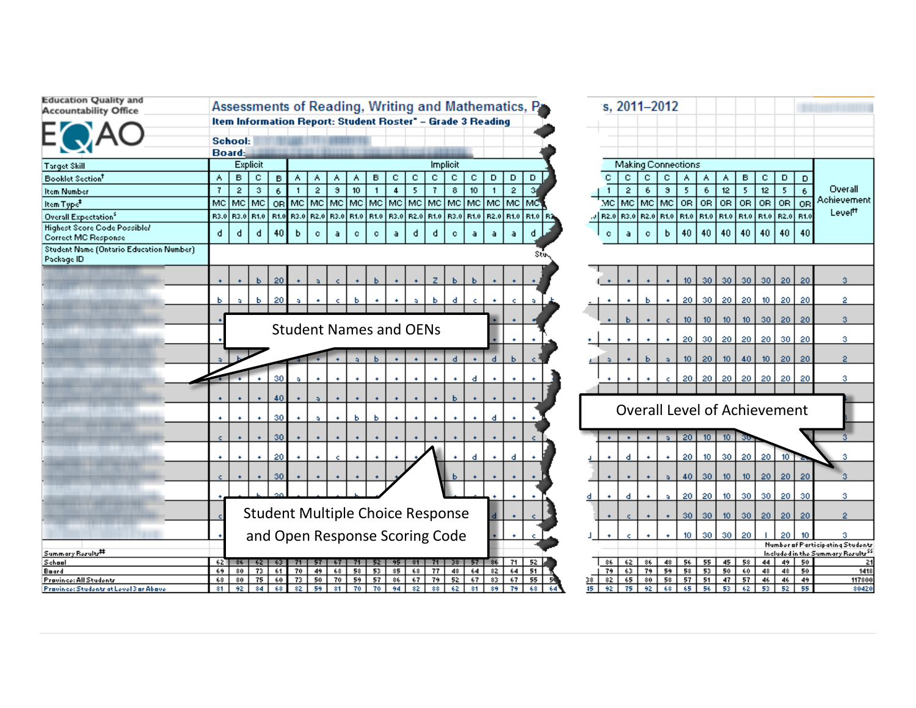Education Quality and Accountability Office

EQAO

## Assessments of Reading, Writing and Mathematics, P... s, 2011–2012

**Item Information Report: Student Roster* – Grade 3 Reading**

**School:**

**Board:**

| Target Skill | Explicit | | | | Implicit | | | | | | | | | | | | | | ... | Making Connections | | | | | | | | | | | Overall Achievement Level†† |
|---|---|---|---|---|---|---|---|---|---|---|---|---|---|---|---|---|---|---|---|---|---|---|---|---|---|---|---|---|---|---|---|
| Booklet Section† | A | B | C | B | A | A | A | A | B | C | C | C | C | C | D | D | D | ... | C | C | C | C | A | A | A | B | C | D | D | |
| Item Number | 7 | 2 | 3 | 6 | 1 | 2 | 9 | 10 | 1 | 4 | 5 | 7 | 8 | 10 | 1 | 2 | 3 | ... | 1 | 2 | 6 | 9 | 5 | 6 | 12 | 5 | 12 | 5 | 6 | |
| Item Type‡ | MC | MC | MC | OR | MC | MC | MC | MC | MC | MC | MC | MC | MC | MC | MC | MC | MC | ... | MC | MC | MC | MC | OR | OR | OR | OR | OR | OR | OR | |
| Overall Expectation§ | R3.0 | R3.0 | R1.0 | R1.0 | R3.0 | R2.0 | R3.0 | R1.0 | R1.0 | R3.0 | R2.0 | R1.0 | R3.0 | R1.0 | R2.0 | R1.0 | R1.0 | ... | R2.0 | R3.0 | R2.0 | R1.0 | R1.0 | R1.0 | R1.0 | R1.0 | R1.0 | R2.0 | R1.0 | |
| Highest Score Code Possible/ Correct MC Response | d | d | d | 40 | b | c | a | c | c | a | d | d | c | a | a | a | d | ... | c | a | c | b | 40 | 40 | 40 | 40 | 40 | 40 | 40 | |
| Student Name (Ontario Education Number) Package ID | | | | | | | | | | | | | | | | | | | | | | | | | | | | | | |
| Summary Results‡‡ | | | | | | | | | | | | | | | | | | | | | | | | | | | | | | Number of Participating Students Included in the Summary Results§§ |
| School | 62 | 86 | 62 | 63 | 71 | 57 | 67 | 71 | 52 | 95 | 81 | 71 | 38 | 57 | 86 | 71 | 52 | ... | 86 | 62 | 86 | 48 | 56 | 55 | 45 | 58 | 44 | 49 | 50 | 21 |
| Board | 69 | 80 | 73 | 61 | 70 | 49 | 68 | 58 | 53 | 85 | 68 | 77 | 48 | 64 | 82 | 64 | 51 | ... | 79 | 63 | 79 | 59 | 58 | 53 | 50 | 60 | 48 | 48 | 50 | 1418 |
| Province: All Students | 68 | 80 | 75 | 60 | 73 | 50 | 70 | 59 | 57 | 86 | 67 | 79 | 52 | 67 | 83 | 67 | 55 | ... | 82 | 65 | 80 | 58 | 57 | 51 | 47 | 57 | 46 | 46 | 49 | 117800 |
| Province: Students at Level 3 or Above | 81 | 92 | 84 | 68 | 82 | 59 | 81 | 70 | 70 | 94 | 82 | 88 | 62 | 81 | 89 | 79 | 68 | ... | 92 | 75 | 92 | 68 | 65 | 56 | 53 | 62 | 53 | 52 | 55 | 80420 |

Student Names and OENs

Student Multiple Choice Response and Open Response Scoring Code

Overall Level of Achievement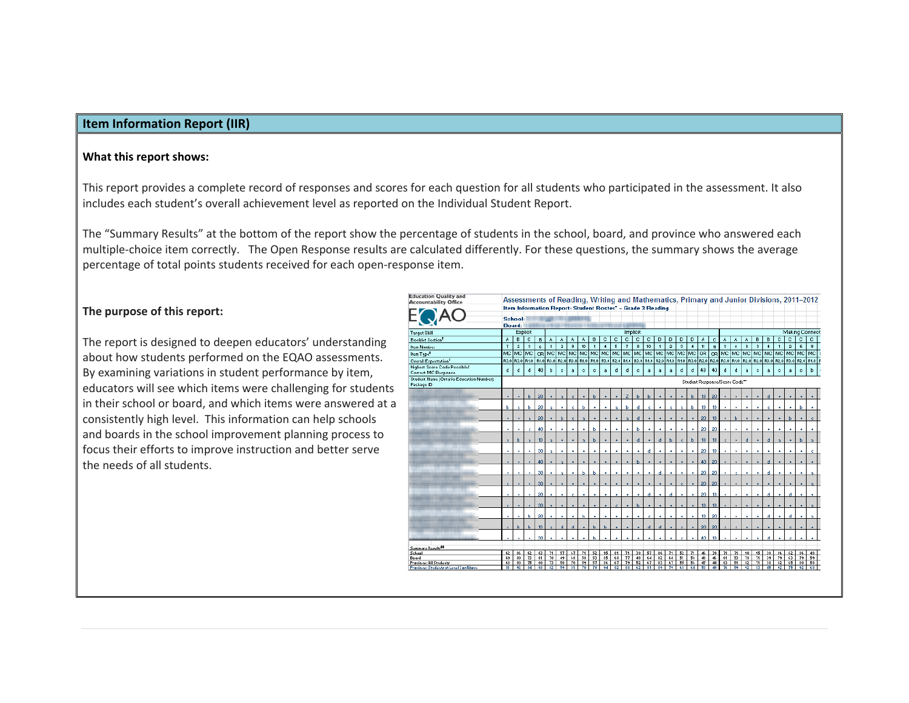## Item Information Report (IIR)

**What this report shows:**

This report provides a complete record of responses and scores for each question for all students who participated in the assessment. It also includes each student's overall achievement level as reported on the Individual Student Report.

The "Summary Results" at the bottom of the report show the percentage of students in the school, board, and province who answered each multiple-choice item correctly. The Open Response results are calculated differently. For these questions, the summary shows the average percentage of total points students received for each open-response item.

**The purpose of this report:**

The report is designed to deepen educators' understanding about how students performed on the EQAO assessments. By examining variations in student performance by item, educators will see which items were challenging for students in their school or board, and which items were answered at a consistently high level. This information can help schools and boards in the school improvement planning process to focus their efforts to improve instruction and better serve the needs of all students.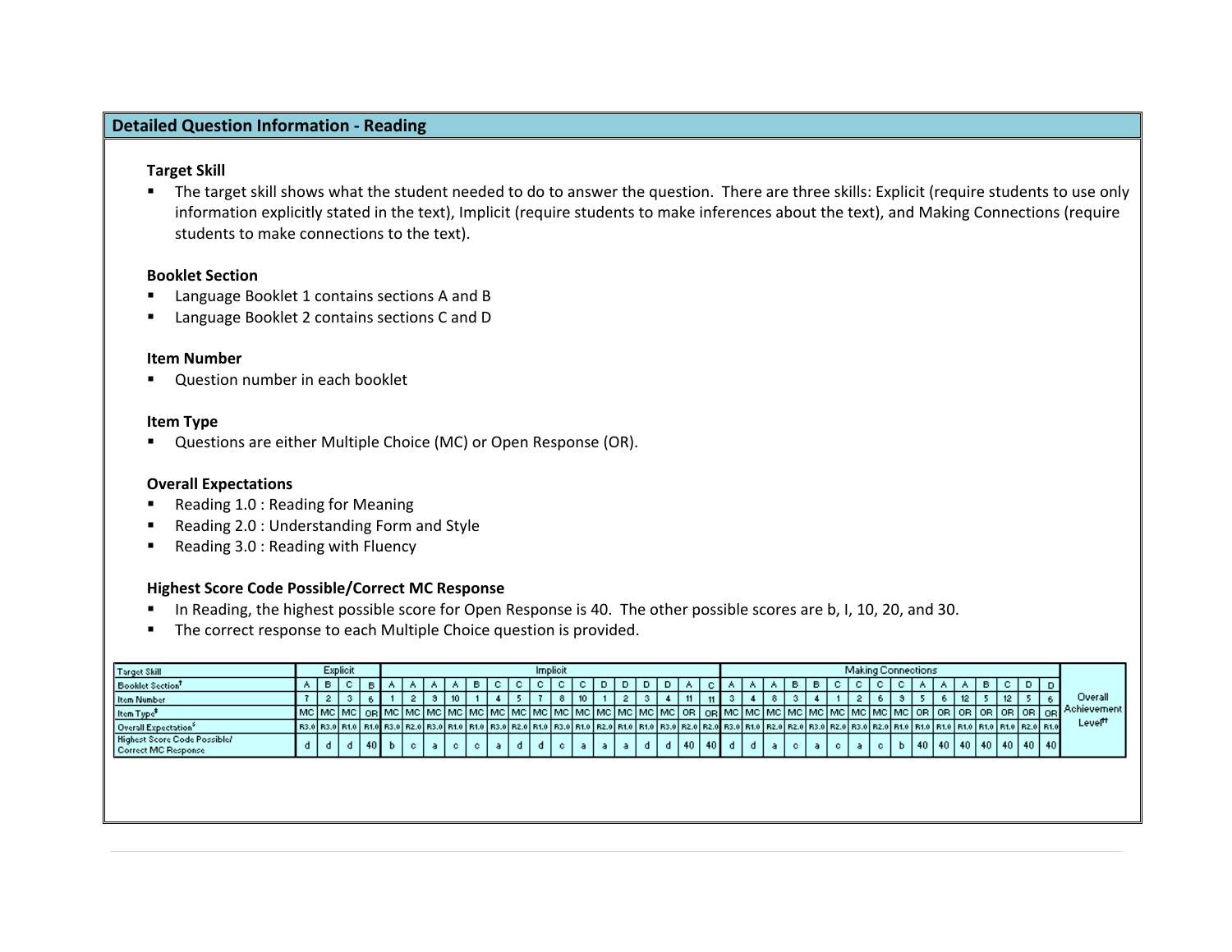## Detailed Question Information - Reading

### Target Skill

- The target skill shows what the student needed to do to answer the question. There are three skills: Explicit (require students to use only information explicitly stated in the text), Implicit (require students to make inferences about the text), and Making Connections (require students to make connections to the text).

### Booklet Section

- Language Booklet 1 contains sections A and B
- Language Booklet 2 contains sections C and D

### Item Number

- Question number in each booklet

### Item Type

- Questions are either Multiple Choice (MC) or Open Response (OR).

### Overall Expectations

- Reading 1.0 : Reading for Meaning
- Reading 2.0 : Understanding Form and Style
- Reading 3.0 : Reading with Fluency

### Highest Score Code Possible/Correct MC Response

- In Reading, the highest possible score for Open Response is 40. The other possible scores are b, I, 10, 20, and 30.
- The correct response to each Multiple Choice question is provided.

| Target Skill | Explicit | | | | Implicit | | | | | | | | | | | | | | | | Making Connections | | | | | | | | | | | | | | | | Overall Achievement Level†† |
|---|---|---|---|---|---|---|---|---|---|---|---|---|---|---|---|---|---|---|---|---|---|---|---|---|---|---|---|---|---|---|---|---|---|---|---|---|---|
| Booklet Section† | A | B | C | B | A | A | A | A | B | C | C | C | C | C | D | D | D | D | A | C | A | A | A | B | B | C | C | C | C | A | A | A | B | C | D | D | |
| Item Number | 7 | 2 | 3 | 6 | 1 | 2 | 9 | 10 | 1 | 4 | 5 | 7 | 8 | 10 | 1 | 2 | 3 | 4 | 11 | 11 | 3 | 4 | 8 | 3 | 4 | 1 | 2 | 6 | 9 | 5 | 6 | 12 | 5 | 12 | 5 | 6 | |
| Item Type‡ | MC | MC | MC | OR | MC | MC | MC | MC | MC | MC | MC | MC | MC | MC | MC | MC | MC | MC | OR | OR | MC | MC | MC | MC | MC | MC | MC | MC | MC | OR | OR | OR | OR | OR | OR | OR | |
| Overall Expectation§ | R3.0 | R3.0 | R1.0 | R1.0 | R3.0 | R2.0 | R3.0 | R1.0 | R1.0 | R3.0 | R2.0 | R1.0 | R3.0 | R1.0 | R2.0 | R1.0 | R1.0 | R3.0 | R2.0 | R2.0 | R3.0 | R1.0 | R2.0 | R2.0 | R3.0 | R2.0 | R3.0 | R2.0 | R1.0 | R1.0 | R1.0 | R1.0 | R1.0 | R1.0 | R2.0 | R1.0 | |
| Highest Score Code Possible/ Correct MC Response | d | d | d | 40 | b | c | a | c | c | a | d | d | c | a | a | a | d | d | 40 | 40 | d | d | a | c | a | c | a | c | b | 40 | 40 | 40 | 40 | 40 | 40 | 40 | |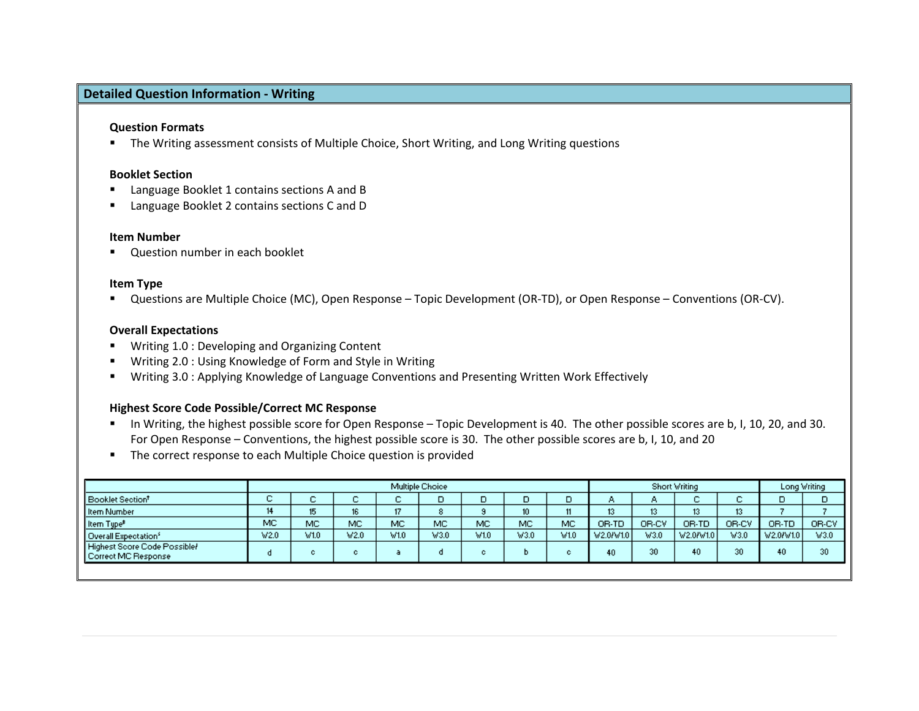## Detailed Question Information - Writing

**Question Formats**

- The Writing assessment consists of Multiple Choice, Short Writing, and Long Writing questions

**Booklet Section**

- Language Booklet 1 contains sections A and B
- Language Booklet 2 contains sections C and D

**Item Number**

- Question number in each booklet

**Item Type**

- Questions are Multiple Choice (MC), Open Response – Topic Development (OR-TD), or Open Response – Conventions (OR-CV).

**Overall Expectations**

- Writing 1.0 : Developing and Organizing Content
- Writing 2.0 : Using Knowledge of Form and Style in Writing
- Writing 3.0 : Applying Knowledge of Language Conventions and Presenting Written Work Effectively

**Highest Score Code Possible/Correct MC Response**

- In Writing, the highest possible score for Open Response – Topic Development is 40. The other possible scores are b, I, 10, 20, and 30. For Open Response – Conventions, the highest possible score is 30. The other possible scores are b, I, 10, and 20
- The correct response to each Multiple Choice question is provided

| | Multiple Choice | | | | | | | | Short Writing | | | | Long Writing | |
|---|---|---|---|---|---|---|---|---|---|---|---|---|---|---|
| Booklet Section† | C | C | C | C | D | D | D | D | A | A | C | C | D | D |
| Item Number | 14 | 15 | 16 | 17 | 8 | 9 | 10 | 11 | 13 | 13 | 13 | 13 | 7 | 7 |
| Item Type‡ | MC | MC | MC | MC | MC | MC | MC | MC | OR-TD | OR-CV | OR-TD | OR-CV | OR-TD | OR-CV |
| Overall Expectation§ | W2.0 | W1.0 | W2.0 | W1.0 | W3.0 | W1.0 | W3.0 | W1.0 | W2.0/W1.0 | W3.0 | W2.0/W1.0 | W3.0 | W2.0/W1.0 | W3.0 |
| Highest Score Code Possible/ Correct MC Response | d | c | c | a | d | c | b | c | 40 | 30 | 40 | 30 | 40 | 30 |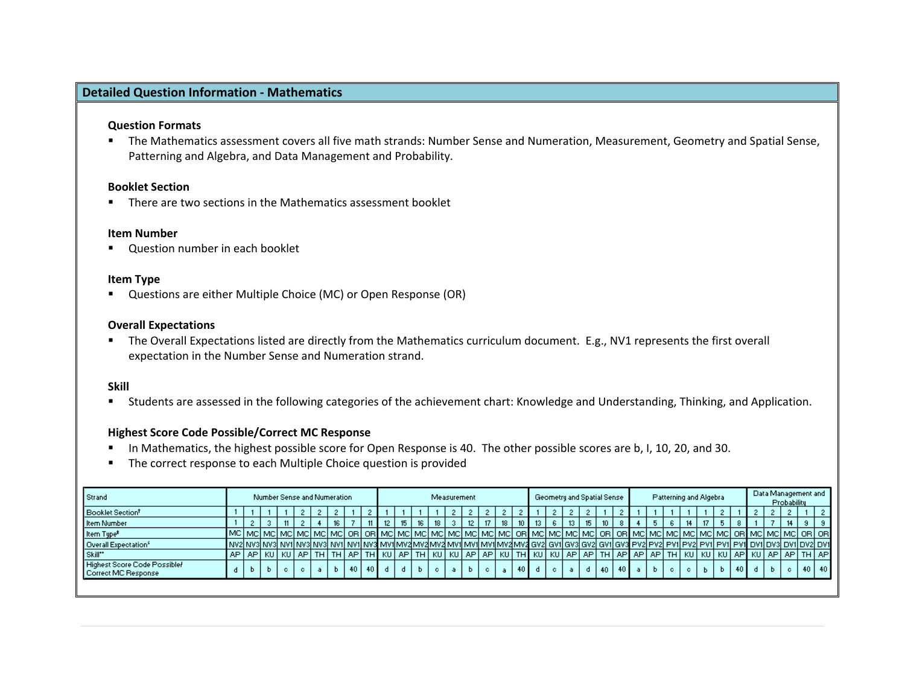## Detailed Question Information - Mathematics

### Question Formats

- The Mathematics assessment covers all five math strands: Number Sense and Numeration, Measurement, Geometry and Spatial Sense, Patterning and Algebra, and Data Management and Probability.

### Booklet Section

- There are two sections in the Mathematics assessment booklet

### Item Number

- Question number in each booklet

### Item Type

- Questions are either Multiple Choice (MC) or Open Response (OR)

### Overall Expectations

- The Overall Expectations listed are directly from the Mathematics curriculum document. E.g., NV1 represents the first overall expectation in the Number Sense and Numeration strand.

### Skill

- Students are assessed in the following categories of the achievement chart: Knowledge and Understanding, Thinking, and Application.

### Highest Score Code Possible/Correct MC Response

- In Mathematics, the highest possible score for Open Response is 40. The other possible scores are b, I, 10, 20, and 30.
- The correct response to each Multiple Choice question is provided

| Strand | Number Sense and Numeration | | | | | | | | | Measurement | | | | | | | | | Geometry and Spatial Sense | | | | | | Patterning and Algebra | | | | | | | Data Management and Probability | | | | |
|---|---|---|---|---|---|---|---|---|---|---|---|---|---|---|---|---|---|---|---|---|---|---|---|---|---|---|---|---|---|---|---|---|---|---|---|---|
| Booklet Section† | 1 | 1 | 1 | 1 | 2 | 2 | 2 | 1 | 2 | 1 | 1 | 1 | 1 | 2 | 2 | 2 | 2 | 2 | 1 | 2 | 2 | 2 | 1 | 2 | 1 | 1 | 1 | 1 | 1 | 2 | 1 | 2 | 2 | 2 | 1 | 2 |
| Item Number | 1 | 2 | 3 | 11 | 2 | 4 | 16 | 7 | 11 | 12 | 15 | 16 | 18 | 3 | 12 | 17 | 18 | 10 | 13 | 6 | 13 | 15 | 10 | 8 | 4 | 5 | 6 | 14 | 17 | 5 | 8 | 1 | 7 | 14 | 9 | 9 |
| Item Type‡ | MC | MC | MC | MC | MC | MC | MC | OR | OR | MC | MC | MC | MC | MC | MC | MC | MC | OR | MC | MC | MC | MC | OR | OR | MC | MC | MC | MC | MC | MC | OR | MC | MC | MC | OR | OR |
| Overall Expectation§ | NV2 | NV3 | NV3 | NV1 | NV3 | NV3 | NV1 | NV1 | NV3 | MV1 | MV2 | MV2 | MV2 | MV1 | MV1 | MV1 | MV2 | MV2 | GV2 | GV1 | GV3 | GV2 | GV1 | GV3 | PV2 | PV2 | PV1 | PV2 | PV1 | PV1 | PV1 | DV1 | DV3 | DV1 | DV2 | DV1 |
| Skill** | AP | AP | KU | KU | AP | TH | TH | AP | TH | KU | AP | TH | KU | KU | AP | AP | KU | TH | KU | KU | AP | AP | TH | AP | AP | AP | TH | KU | KU | KU | AP | KU | AP | AP | TH | AP |
| Highest Score Code Possible/ Correct MC Response | d | b | b | c | c | a | b | 40 | 40 | d | d | b | c | a | b | c | a | 40 | d | c | a | d | 40 | 40 | a | b | c | c | b | b | 40 | d | b | c | 40 | 40 |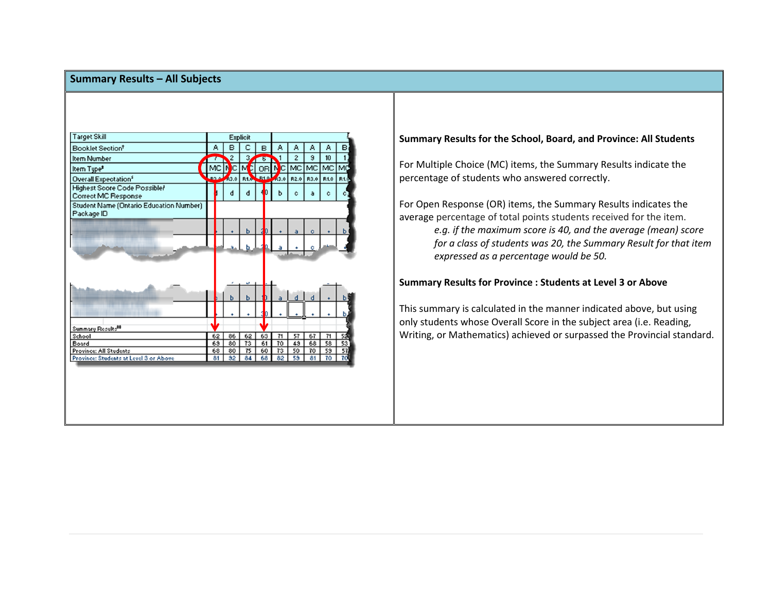## Summary Results – All Subjects

| Target Skill | Explicit | | | | | | | | |
|---|---|---|---|---|---|---|---|---|---|
| Booklet Section† | A | B | C | B | A | A | A | A | B |
| Item Number | 7 | 2 | 3 | 6 | 1 | 2 | 9 | 10 | 1 |
| Item Type‡ | MC | MC | MC | OR | MC | MC | MC | MC | MC |
| Overall Expectation§ | R3.0 | R3.0 | R1.0 | R1.0 | R3.0 | R2.0 | R3.0 | R1.0 | R1.0 |
| Highest Score Code Possible/ Correct MC Response | d | d | d | 40 | b | c | a | c | c |
| Student Name (Ontario Education Number) Package ID | | | | | | | | | |
| Summary Results‡‡ | | | | | | | | | |
| School | 62 | 86 | 62 | 63 | 71 | 57 | 67 | 71 | 52 |
| Board | 69 | 80 | 73 | 61 | 70 | 49 | 68 | 58 | 53 |
| Province: All Students | 68 | 80 | 75 | 60 | 73 | 50 | 70 | 59 | 57 |
| Province: Students at Level 3 or Above | 81 | 92 | 84 | 68 | 82 | 59 | 81 | 70 | 70 |

**Summary Results for the School, Board, and Province: All Students**

For Multiple Choice (MC) items, the Summary Results indicate the percentage of students who answered correctly.

For Open Response (OR) items, the Summary Results indicates the average percentage of total points students received for the item.

> *e.g. if the maximum score is 40, and the average (mean) score for a class of students was 20, the Summary Result for that item expressed as a percentage would be 50.*

**Summary Results for Province : Students at Level 3 or Above**

This summary is calculated in the manner indicated above, but using only students whose Overall Score in the subject area (i.e. Reading, Writing, or Mathematics) achieved or surpassed the Provincial standard.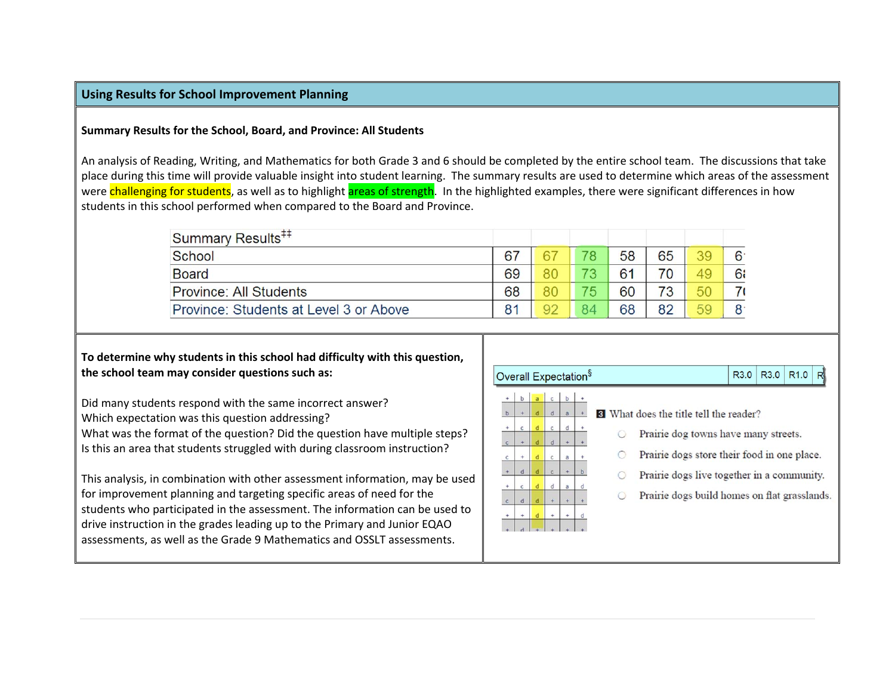## Using Results for School Improvement Planning

**Summary Results for the School, Board, and Province: All Students**

An analysis of Reading, Writing, and Mathematics for both Grade 3 and 6 should be completed by the entire school team. The discussions that take place during this time will provide valuable insight into student learning. The summary results are used to determine which areas of the assessment were challenging for students, as well as to highlight areas of strength. In the highlighted examples, there were significant differences in how students in this school performed when compared to the Board and Province.

| Summary Results‡‡ | | | | | | | |
|---|---|---|---|---|---|---|---|
| School | 67 | 67 | 78 | 58 | 65 | 39 | 6 |
| Board | 69 | 80 | 73 | 61 | 70 | 49 | 6 |
| Province: All Students | 68 | 80 | 75 | 60 | 73 | 50 | 7 |
| Province: Students at Level 3 or Above | 81 | 92 | 84 | 68 | 82 | 59 | 8 |

**To determine why students in this school had difficulty with this question, the school team may consider questions such as:**

Did many students respond with the same incorrect answer?
Which expectation was this question addressing?
What was the format of the question? Did the question have multiple steps?
Is this an area that students struggled with during classroom instruction?

This analysis, in combination with other assessment information, may be used for improvement planning and targeting specific areas of need for the students who participated in the assessment. The information can be used to drive instruction in the grades leading up to the Primary and Junior EQAO assessments, as well as the Grade 9 Mathematics and OSSLT assessments.

| Overall Expectation§ | R3.0 | R3.0 | R1.0 | R |
|---|---|---|---|---|

| | | | | | |
|---|---|---|---|---|---|
| + | b | a | c | b | + |
| b | + | d | d | a | + |
| + | c | d | c | d | + |
| c | + | d | d | + | + |
| c | + | d | c | a | + |
| + | d | d | c | + | b |
| + | c | d | d | a | d |
| c | d | d | + | + | + |
| + | + | d | + | + | d |
| + | d | + | + | + | + |

**3** What does the title tell the reader?

- Prairie dog towns have many streets.
- Prairie dogs store their food in one place.
- Prairie dogs live together in a community.
- Prairie dogs build homes on flat grasslands.